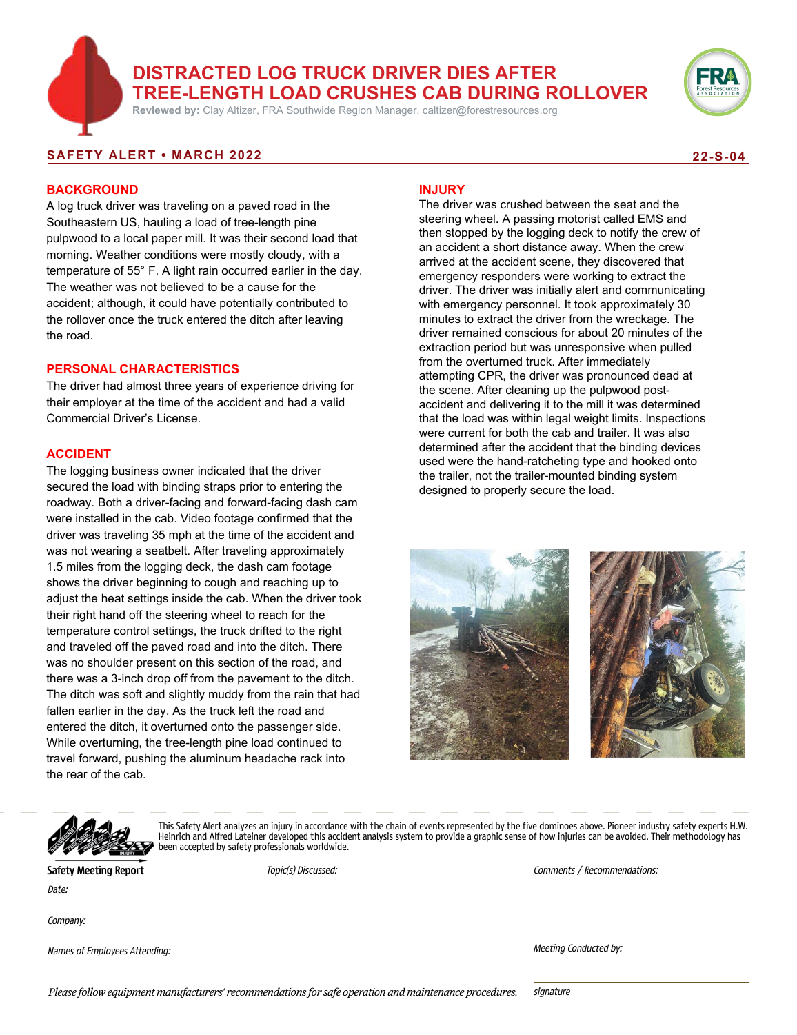# DISTRACTED LOG TRUCK DRIVER DIES AFTER TREE-LENGTH LOAD CRUSHES CAB DURING ROLLOVER

**Reviewed by:** Clay Altizer, FRA Southwide Region Manager, caltizer@forestresources.org

**SAFETY ALERT • MARCH 2022** **22-S-04**

## BACKGROUND

A log truck driver was traveling on a paved road in the Southeastern US, hauling a load of tree-length pine pulpwood to a local paper mill. It was their second load that morning. Weather conditions were mostly cloudy, with a temperature of 55° F. A light rain occurred earlier in the day. The weather was not believed to be a cause for the accident; although, it could have potentially contributed to the rollover once the truck entered the ditch after leaving the road.

## PERSONAL CHARACTERISTICS

The driver had almost three years of experience driving for their employer at the time of the accident and had a valid Commercial Driver's License.

## ACCIDENT

The logging business owner indicated that the driver secured the load with binding straps prior to entering the roadway. Both a driver-facing and forward-facing dash cam were installed in the cab. Video footage confirmed that the driver was traveling 35 mph at the time of the accident and was not wearing a seatbelt. After traveling approximately 1.5 miles from the logging deck, the dash cam footage shows the driver beginning to cough and reaching up to adjust the heat settings inside the cab. When the driver took their right hand off the steering wheel to reach for the temperature control settings, the truck drifted to the right and traveled off the paved road and into the ditch. There was no shoulder present on this section of the road, and there was a 3-inch drop off from the pavement to the ditch. The ditch was soft and slightly muddy from the rain that had fallen earlier in the day. As the truck left the road and entered the ditch, it overturned onto the passenger side. While overturning, the tree-length pine load continued to travel forward, pushing the aluminum headache rack into the rear of the cab.

## INJURY

The driver was crushed between the seat and the steering wheel. A passing motorist called EMS and then stopped by the logging deck to notify the crew of an accident a short distance away. When the crew arrived at the accident scene, they discovered that emergency responders were working to extract the driver. The driver was initially alert and communicating with emergency personnel. It took approximately 30 minutes to extract the driver from the wreckage. The driver remained conscious for about 20 minutes of the extraction period but was unresponsive when pulled from the overturned truck. After immediately attempting CPR, the driver was pronounced dead at the scene. After cleaning up the pulpwood post-accident and delivering it to the mill it was determined that the load was within legal weight limits. Inspections were current for both the cab and trailer. It was also determined after the accident that the binding devices used were the hand-ratcheting type and hooked onto the trailer, not the trailer-mounted binding system designed to properly secure the load.

This Safety Alert analyzes an injury in accordance with the chain of events represented by the five dominoes above. Pioneer industry safety experts H.W. Heinrich and Alfred Lateiner developed this accident analysis system to provide a graphic sense of how injuries can be avoided. Their methodology has been accepted by safety professionals worldwide.

**Safety Meeting Report**

*Date:*

*Company:*

*Names of Employees Attending:*

*Topic(s) Discussed:*

*Comments / Recommendations:*

*Meeting Conducted by:*

*signature*

*Please follow equipment manufacturers' recommendations for safe operation and maintenance procedures.*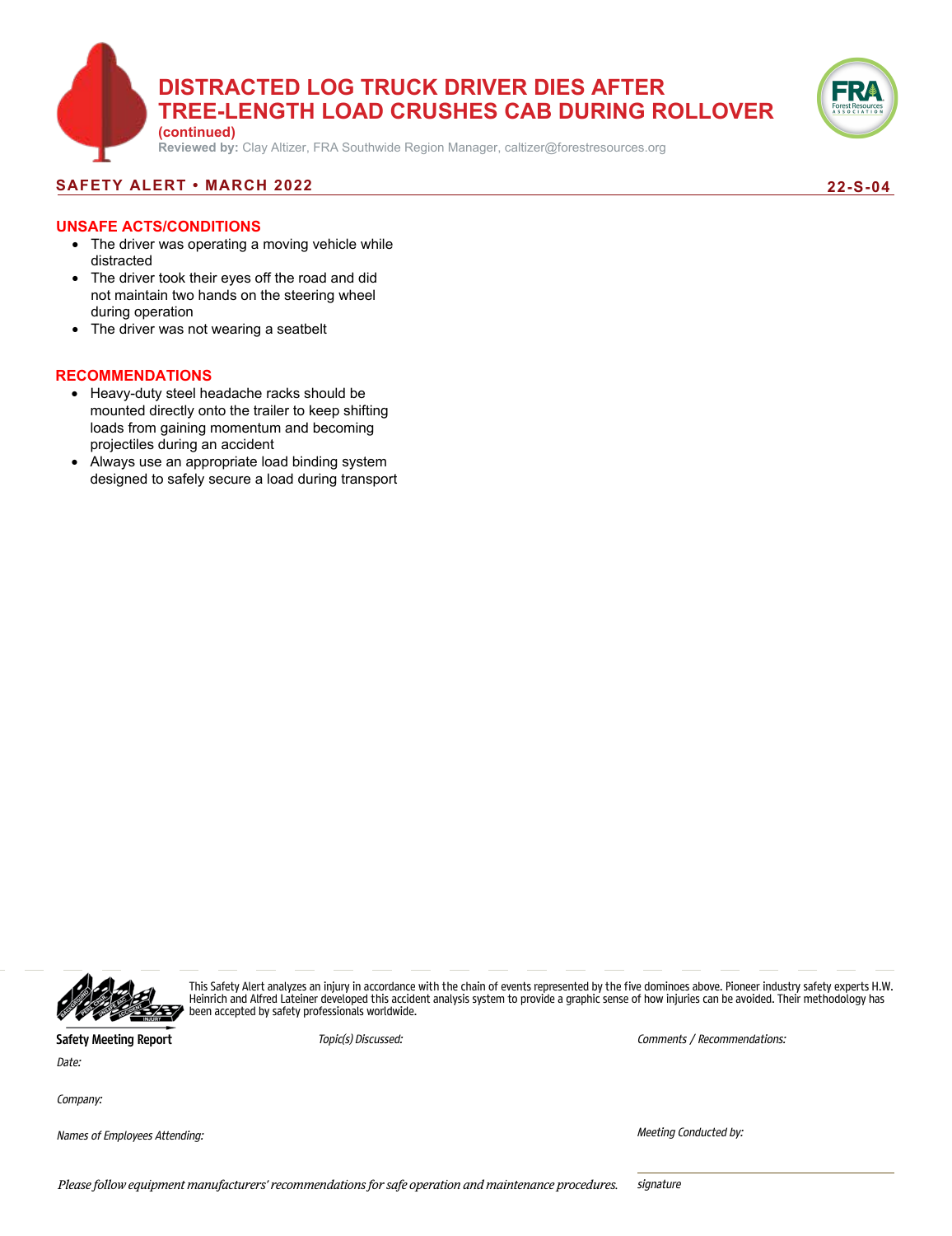# DISTRACTED LOG TRUCK DRIVER DIES AFTER TREE-LENGTH LOAD CRUSHES CAB DURING ROLLOVER

**(continued)**

**Reviewed by:** Clay Altizer, FRA Southwide Region Manager, caltizer@forestresources.org

**SAFETY ALERT • MARCH 2022** **22-S-04**

## UNSAFE ACTS/CONDITIONS

- The driver was operating a moving vehicle while distracted
- The driver took their eyes off the road and did not maintain two hands on the steering wheel during operation
- The driver was not wearing a seatbelt

## RECOMMENDATIONS

- Heavy-duty steel headache racks should be mounted directly onto the trailer to keep shifting loads from gaining momentum and becoming projectiles during an accident
- Always use an appropriate load binding system designed to safely secure a load during transport

---

This Safety Alert analyzes an injury in accordance with the chain of events represented by the five dominoes above. Pioneer industry safety experts H.W. Heinrich and Alfred Lateiner developed this accident analysis system to provide a graphic sense of how injuries can be avoided. Their methodology has been accepted by safety professionals worldwide.

**Safety Meeting Report**

*Topic(s) Discussed:*

*Comments / Recommendations:*

*Date:*

*Company:*

*Names of Employees Attending:*

*Meeting Conducted by:*

*signature*

*Please follow equipment manufacturers' recommendations for safe operation and maintenance procedures.*